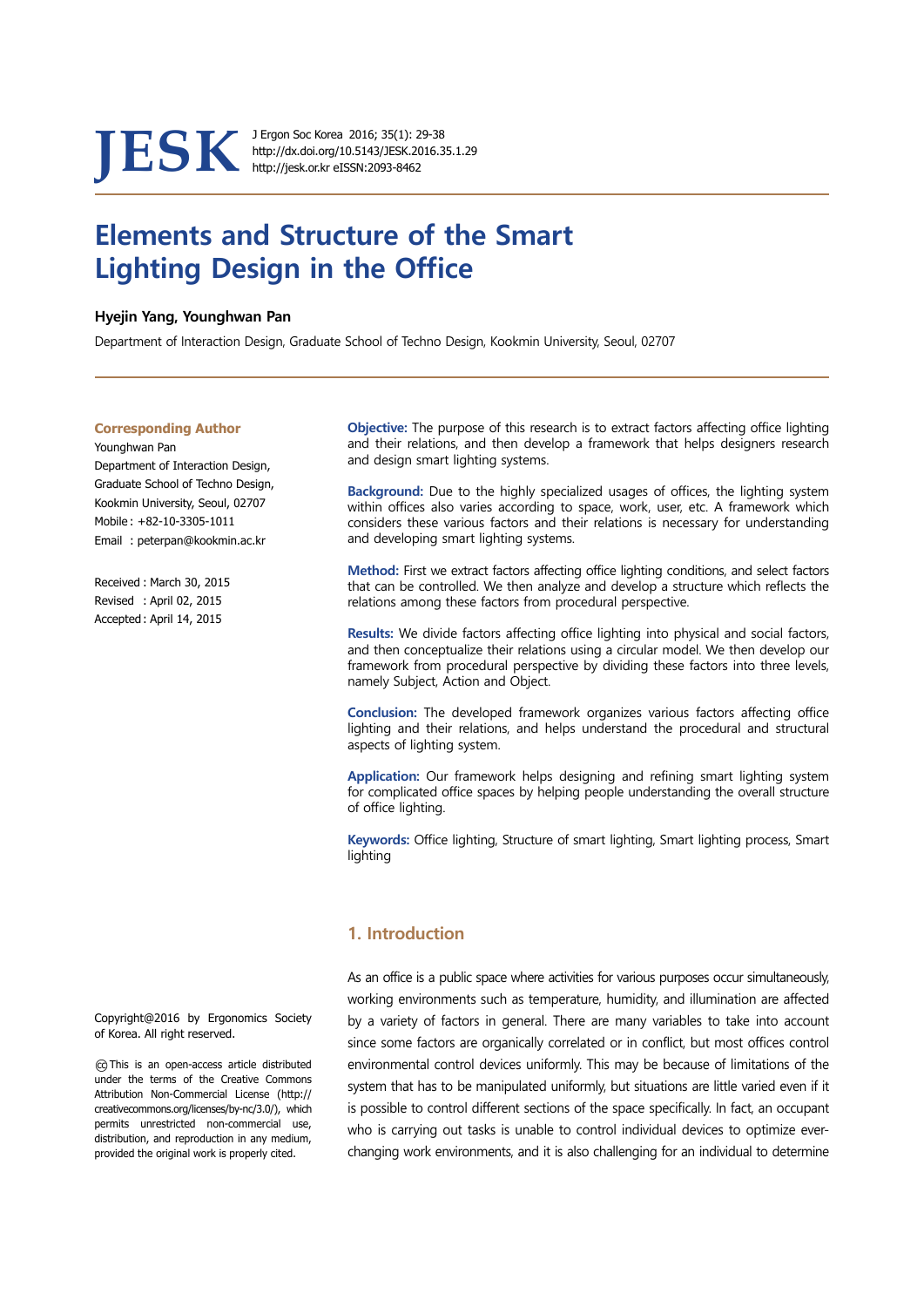JESK

J Ergon Soc Korea 2016; 35(1): 29-38
http://dx.doi.org/10.5143/JESK.2016.35.1.29
http://jesk.or.kr eISSN:2093-8462

# Elements and Structure of the Smart Lighting Design in the Office

**Hyejin Yang, Younghwan Pan**

Department of Interaction Design, Graduate School of Techno Design, Kookmin University, Seoul, 02707

**Corresponding Author**
Younghwan Pan
Department of Interaction Design, Graduate School of Techno Design, Kookmin University, Seoul, 02707
Mobile : +82-10-3305-1011
Email : peterpan@kookmin.ac.kr

Received : March 30, 2015
Revised : April 02, 2015
Accepted : April 14, 2015

**Objective:** The purpose of this research is to extract factors affecting office lighting and their relations, and then develop a framework that helps designers research and design smart lighting systems.

**Background:** Due to the highly specialized usages of offices, the lighting system within offices also varies according to space, work, user, etc. A framework which considers these various factors and their relations is necessary for understanding and developing smart lighting systems.

**Method:** First we extract factors affecting office lighting conditions, and select factors that can be controlled. We then analyze and develop a structure which reflects the relations among these factors from procedural perspective.

**Results:** We divide factors affecting office lighting into physical and social factors, and then conceptualize their relations using a circular model. We then develop our framework from procedural perspective by dividing these factors into three levels, namely Subject, Action and Object.

**Conclusion:** The developed framework organizes various factors affecting office lighting and their relations, and helps understand the procedural and structural aspects of lighting system.

**Application:** Our framework helps designing and refining smart lighting system for complicated office spaces by helping people understanding the overall structure of office lighting.

**Keywords:** Office lighting, Structure of smart lighting, Smart lighting process, Smart lighting

## 1. Introduction

As an office is a public space where activities for various purposes occur simultaneously, working environments such as temperature, humidity, and illumination are affected by a variety of factors in general. There are many variables to take into account since some factors are organically correlated or in conflict, but most offices control environmental control devices uniformly. This may be because of limitations of the system that has to be manipulated uniformly, but situations are little varied even if it is possible to control different sections of the space specifically. In fact, an occupant who is carrying out tasks is unable to control individual devices to optimize ever-changing work environments, and it is also challenging for an individual to determine

Copyright@2016 by Ergonomics Society of Korea. All right reserved.

This is an open-access article distributed under the terms of the Creative Commons Attribution Non-Commercial License (http://creativecommons.org/licenses/by-nc/3.0/), which permits unrestricted non-commercial use, distribution, and reproduction in any medium, provided the original work is properly cited.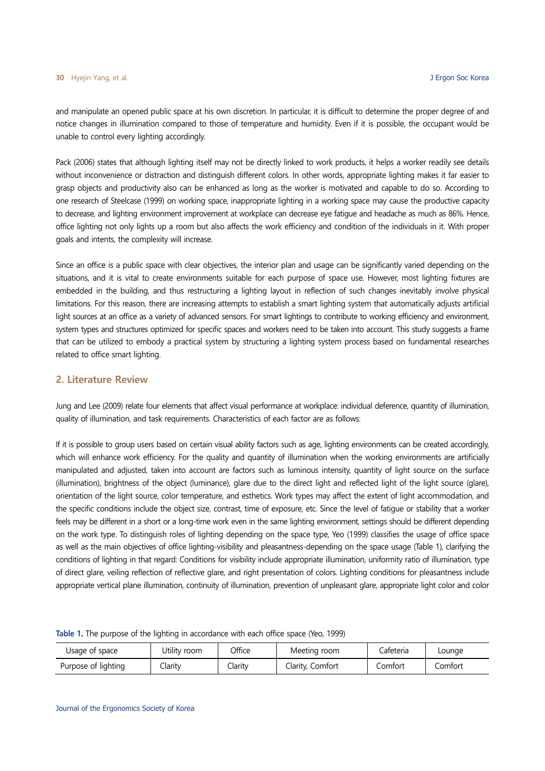and manipulate an opened public space at his own discretion. In particular, it is difficult to determine the proper degree of and notice changes in illumination compared to those of temperature and humidity. Even if it is possible, the occupant would be unable to control every lighting accordingly.

Pack (2006) states that although lighting itself may not be directly linked to work products, it helps a worker readily see details without inconvenience or distraction and distinguish different colors. In other words, appropriate lighting makes it far easier to grasp objects and productivity also can be enhanced as long as the worker is motivated and capable to do so. According to one research of Steelcase (1999) on working space, inappropriate lighting in a working space may cause the productive capacity to decrease, and lighting environment improvement at workplace can decrease eye fatigue and headache as much as 86%. Hence, office lighting not only lights up a room but also affects the work efficiency and condition of the individuals in it. With proper goals and intents, the complexity will increase.

Since an office is a public space with clear objectives, the interior plan and usage can be significantly varied depending on the situations, and it is vital to create environments suitable for each purpose of space use. However, most lighting fixtures are embedded in the building, and thus restructuring a lighting layout in reflection of such changes inevitably involve physical limitations. For this reason, there are increasing attempts to establish a smart lighting system that automatically adjusts artificial light sources at an office as a variety of advanced sensors. For smart lightings to contribute to working efficiency and environment, system types and structures optimized for specific spaces and workers need to be taken into account. This study suggests a frame that can be utilized to embody a practical system by structuring a lighting system process based on fundamental researches related to office smart lighting.

## 2. Literature Review

Jung and Lee (2009) relate four elements that affect visual performance at workplace: individual deference, quantity of illumination, quality of illumination, and task requirements. Characteristics of each factor are as follows:

If it is possible to group users based on certain visual ability factors such as age, lighting environments can be created accordingly, which will enhance work efficiency. For the quality and quantity of illumination when the working environments are artificially manipulated and adjusted, taken into account are factors such as luminous intensity, quantity of light source on the surface (illumination), brightness of the object (luminance), glare due to the direct light and reflected light of the light source (glare), orientation of the light source, color temperature, and esthetics. Work types may affect the extent of light accommodation, and the specific conditions include the object size, contrast, time of exposure, etc. Since the level of fatigue or stability that a worker feels may be different in a short or a long-time work even in the same lighting environment, settings should be different depending on the work type. To distinguish roles of lighting depending on the space type, Yeo (1999) classifies the usage of office space as well as the main objectives of office lighting-visibility and pleasantness-depending on the space usage (Table 1), clarifying the conditions of lighting in that regard: Conditions for visibility include appropriate illumination, uniformity ratio of illumination, type of direct glare, veiling reflection of reflective glare, and right presentation of colors. Lighting conditions for pleasantness include appropriate vertical plane illumination, continuity of illumination, prevention of unpleasant glare, appropriate light color and color

**Table 1.** The purpose of the lighting in accordance with each office space (Yeo, 1999)

| Usage of space | Utility room | Office | Meeting room | Cafeteria | Lounge |
|---|---|---|---|---|---|
| Purpose of lighting | Clarity | Clarity | Clarity, Comfort | Comfort | Comfort |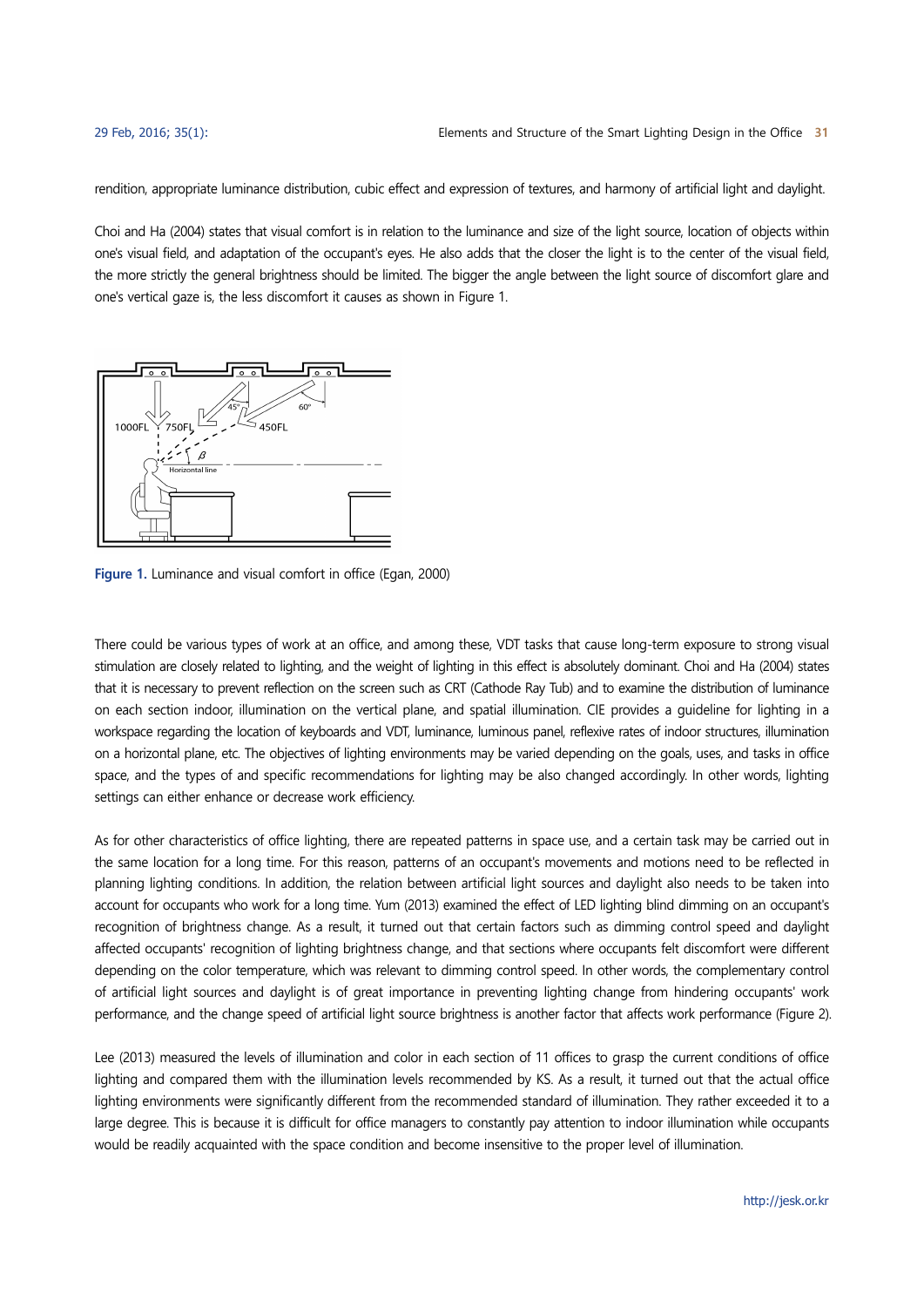rendition, appropriate luminance distribution, cubic effect and expression of textures, and harmony of artificial light and daylight.

Choi and Ha (2004) states that visual comfort is in relation to the luminance and size of the light source, location of objects within one's visual field, and adaptation of the occupant's eyes. He also adds that the closer the light is to the center of the visual field, the more strictly the general brightness should be limited. The bigger the angle between the light source of discomfort glare and one's vertical gaze is, the less discomfort it causes as shown in Figure 1.

**Figure 1.** Luminance and visual comfort in office (Egan, 2000)

There could be various types of work at an office, and among these, VDT tasks that cause long-term exposure to strong visual stimulation are closely related to lighting, and the weight of lighting in this effect is absolutely dominant. Choi and Ha (2004) states that it is necessary to prevent reflection on the screen such as CRT (Cathode Ray Tub) and to examine the distribution of luminance on each section indoor, illumination on the vertical plane, and spatial illumination. CIE provides a guideline for lighting in a workspace regarding the location of keyboards and VDT, luminance, luminous panel, reflexive rates of indoor structures, illumination on a horizontal plane, etc. The objectives of lighting environments may be varied depending on the goals, uses, and tasks in office space, and the types of and specific recommendations for lighting may be also changed accordingly. In other words, lighting settings can either enhance or decrease work efficiency.

As for other characteristics of office lighting, there are repeated patterns in space use, and a certain task may be carried out in the same location for a long time. For this reason, patterns of an occupant's movements and motions need to be reflected in planning lighting conditions. In addition, the relation between artificial light sources and daylight also needs to be taken into account for occupants who work for a long time. Yum (2013) examined the effect of LED lighting blind dimming on an occupant's recognition of brightness change. As a result, it turned out that certain factors such as dimming control speed and daylight affected occupants' recognition of lighting brightness change, and that sections where occupants felt discomfort were different depending on the color temperature, which was relevant to dimming control speed. In other words, the complementary control of artificial light sources and daylight is of great importance in preventing lighting change from hindering occupants' work performance, and the change speed of artificial light source brightness is another factor that affects work performance (Figure 2).

Lee (2013) measured the levels of illumination and color in each section of 11 offices to grasp the current conditions of office lighting and compared them with the illumination levels recommended by KS. As a result, it turned out that the actual office lighting environments were significantly different from the recommended standard of illumination. They rather exceeded it to a large degree. This is because it is difficult for office managers to constantly pay attention to indoor illumination while occupants would be readily acquainted with the space condition and become insensitive to the proper level of illumination.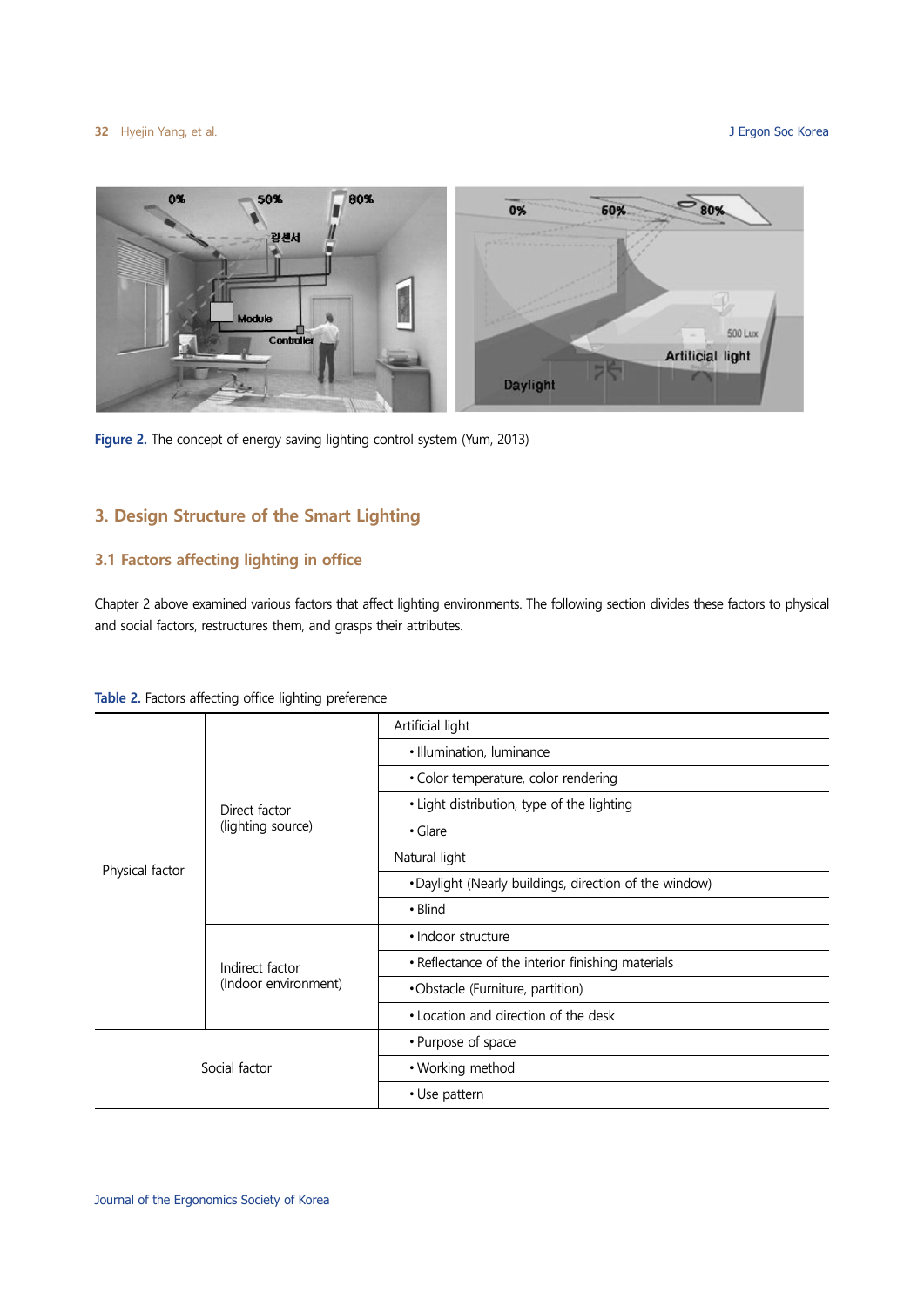Figure 2. The concept of energy saving lighting control system (Yum, 2013)

## 3. Design Structure of the Smart Lighting

### 3.1 Factors affecting lighting in office

Chapter 2 above examined various factors that affect lighting environments. The following section divides these factors to physical and social factors, restructures them, and grasps their attributes.

Table 2. Factors affecting office lighting preference

| | | |
|---|---|---|
| Physical factor | Direct factor (lighting source) | Artificial light |
| | | • Illumination, luminance |
| | | • Color temperature, color rendering |
| | | • Light distribution, type of the lighting |
| | | • Glare |
| | | Natural light |
| | | • Daylight (Nearly buildings, direction of the window) |
| | | • Blind |
| | Indirect factor (Indoor environment) | • Indoor structure |
| | | • Reflectance of the interior finishing materials |
| | | • Obstacle (Furniture, partition) |
| | | • Location and direction of the desk |
| Social factor | | • Purpose of space |
| | | • Working method |
| | | • Use pattern |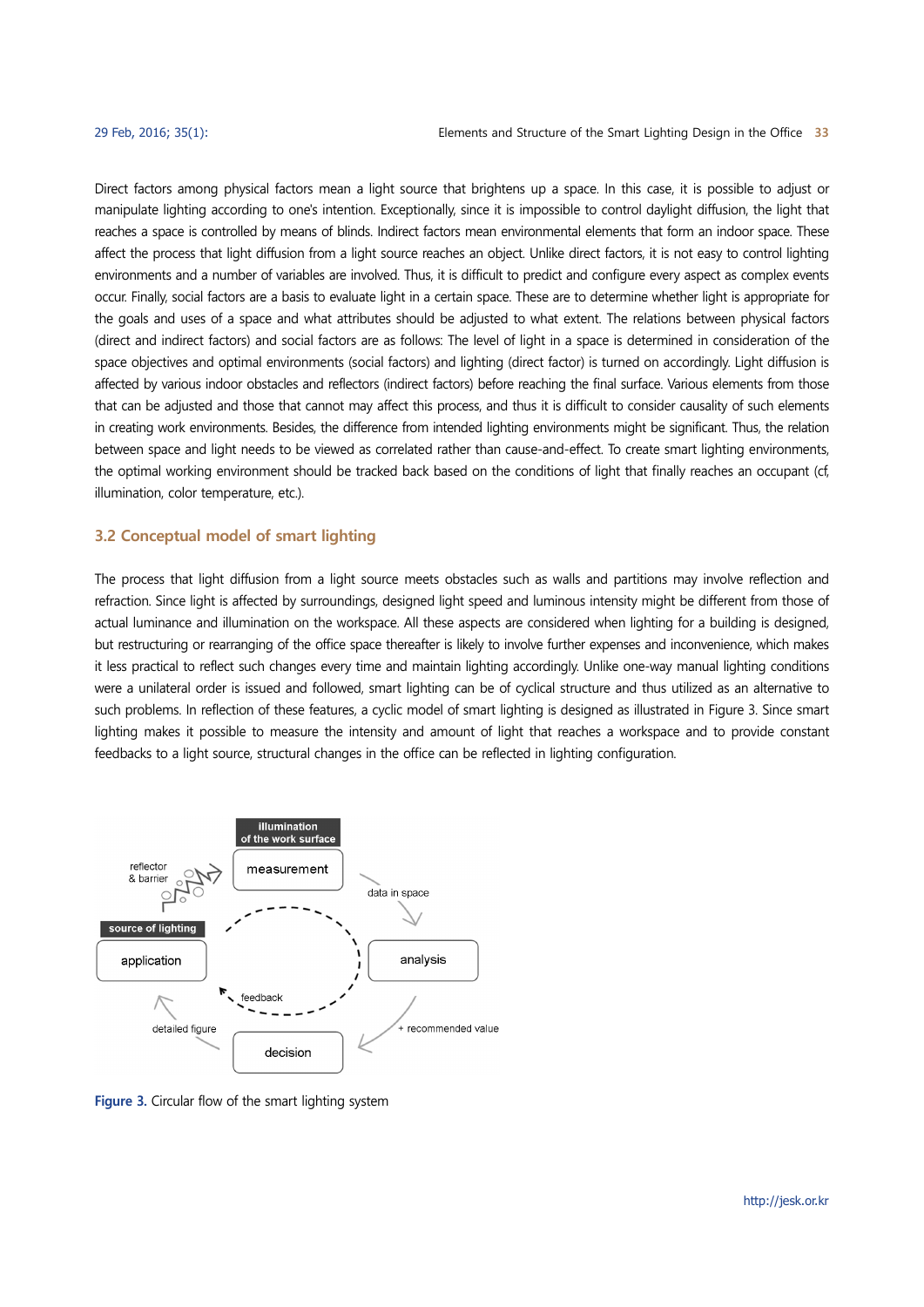Direct factors among physical factors mean a light source that brightens up a space. In this case, it is possible to adjust or manipulate lighting according to one's intention. Exceptionally, since it is impossible to control daylight diffusion, the light that reaches a space is controlled by means of blinds. Indirect factors mean environmental elements that form an indoor space. These affect the process that light diffusion from a light source reaches an object. Unlike direct factors, it is not easy to control lighting environments and a number of variables are involved. Thus, it is difficult to predict and configure every aspect as complex events occur. Finally, social factors are a basis to evaluate light in a certain space. These are to determine whether light is appropriate for the goals and uses of a space and what attributes should be adjusted to what extent. The relations between physical factors (direct and indirect factors) and social factors are as follows: The level of light in a space is determined in consideration of the space objectives and optimal environments (social factors) and lighting (direct factor) is turned on accordingly. Light diffusion is affected by various indoor obstacles and reflectors (indirect factors) before reaching the final surface. Various elements from those that can be adjusted and those that cannot may affect this process, and thus it is difficult to consider causality of such elements in creating work environments. Besides, the difference from intended lighting environments might be significant. Thus, the relation between space and light needs to be viewed as correlated rather than cause-and-effect. To create smart lighting environments, the optimal working environment should be tracked back based on the conditions of light that finally reaches an occupant (cf, illumination, color temperature, etc.).

### 3.2 Conceptual model of smart lighting

The process that light diffusion from a light source meets obstacles such as walls and partitions may involve reflection and refraction. Since light is affected by surroundings, designed light speed and luminous intensity might be different from those of actual luminance and illumination on the workspace. All these aspects are considered when lighting for a building is designed, but restructuring or rearranging of the office space thereafter is likely to involve further expenses and inconvenience, which makes it less practical to reflect such changes every time and maintain lighting accordingly. Unlike one-way manual lighting conditions were a unilateral order is issued and followed, smart lighting can be of cyclical structure and thus utilized as an alternative to such problems. In reflection of these features, a cyclic model of smart lighting is designed as illustrated in Figure 3. Since smart lighting makes it possible to measure the intensity and amount of light that reaches a workspace and to provide constant feedbacks to a light source, structural changes in the office can be reflected in lighting configuration.

**Figure 3.** Circular flow of the smart lighting system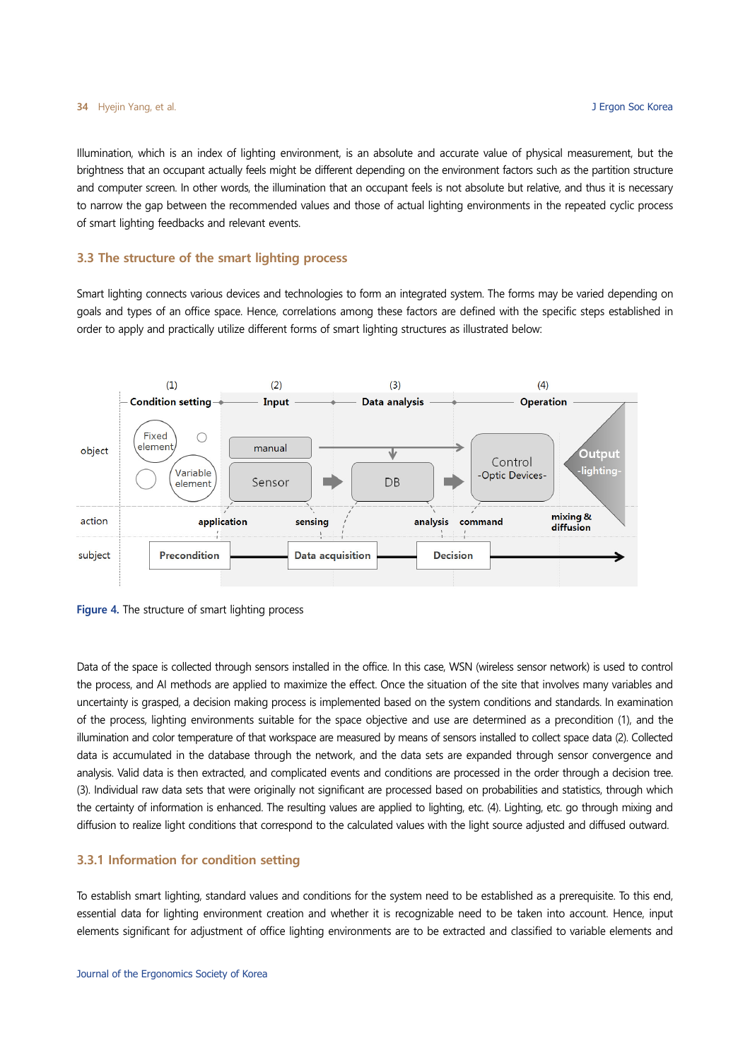Illumination, which is an index of lighting environment, is an absolute and accurate value of physical measurement, but the brightness that an occupant actually feels might be different depending on the environment factors such as the partition structure and computer screen. In other words, the illumination that an occupant feels is not absolute but relative, and thus it is necessary to narrow the gap between the recommended values and those of actual lighting environments in the repeated cyclic process of smart lighting feedbacks and relevant events.

### 3.3 The structure of the smart lighting process

Smart lighting connects various devices and technologies to form an integrated system. The forms may be varied depending on goals and types of an office space. Hence, correlations among these factors are defined with the specific steps established in order to apply and practically utilize different forms of smart lighting structures as illustrated below:

|  | (1) Condition setting | (2) Input | (3) Data analysis | (4) Operation |
|---|---|---|---|---|
| object | Fixed element, Variable element | manual, Sensor | DB | Control -Optic Devices-, Output -lighting- |
| action | application | sensing | analysis, command | mixing & diffusion |
| subject | Precondition | Data acquisition | Decision |  |

**Figure 4.** The structure of smart lighting process

Data of the space is collected through sensors installed in the office. In this case, WSN (wireless sensor network) is used to control the process, and AI methods are applied to maximize the effect. Once the situation of the site that involves many variables and uncertainty is grasped, a decision making process is implemented based on the system conditions and standards. In examination of the process, lighting environments suitable for the space objective and use are determined as a precondition (1), and the illumination and color temperature of that workspace are measured by means of sensors installed to collect space data (2). Collected data is accumulated in the database through the network, and the data sets are expanded through sensor convergence and analysis. Valid data is then extracted, and complicated events and conditions are processed in the order through a decision tree. (3). Individual raw data sets that were originally not significant are processed based on probabilities and statistics, through which the certainty of information is enhanced. The resulting values are applied to lighting, etc. (4). Lighting, etc. go through mixing and diffusion to realize light conditions that correspond to the calculated values with the light source adjusted and diffused outward.

#### 3.3.1 Information for condition setting

To establish smart lighting, standard values and conditions for the system need to be established as a prerequisite. To this end, essential data for lighting environment creation and whether it is recognizable need to be taken into account. Hence, input elements significant for adjustment of office lighting environments are to be extracted and classified to variable elements and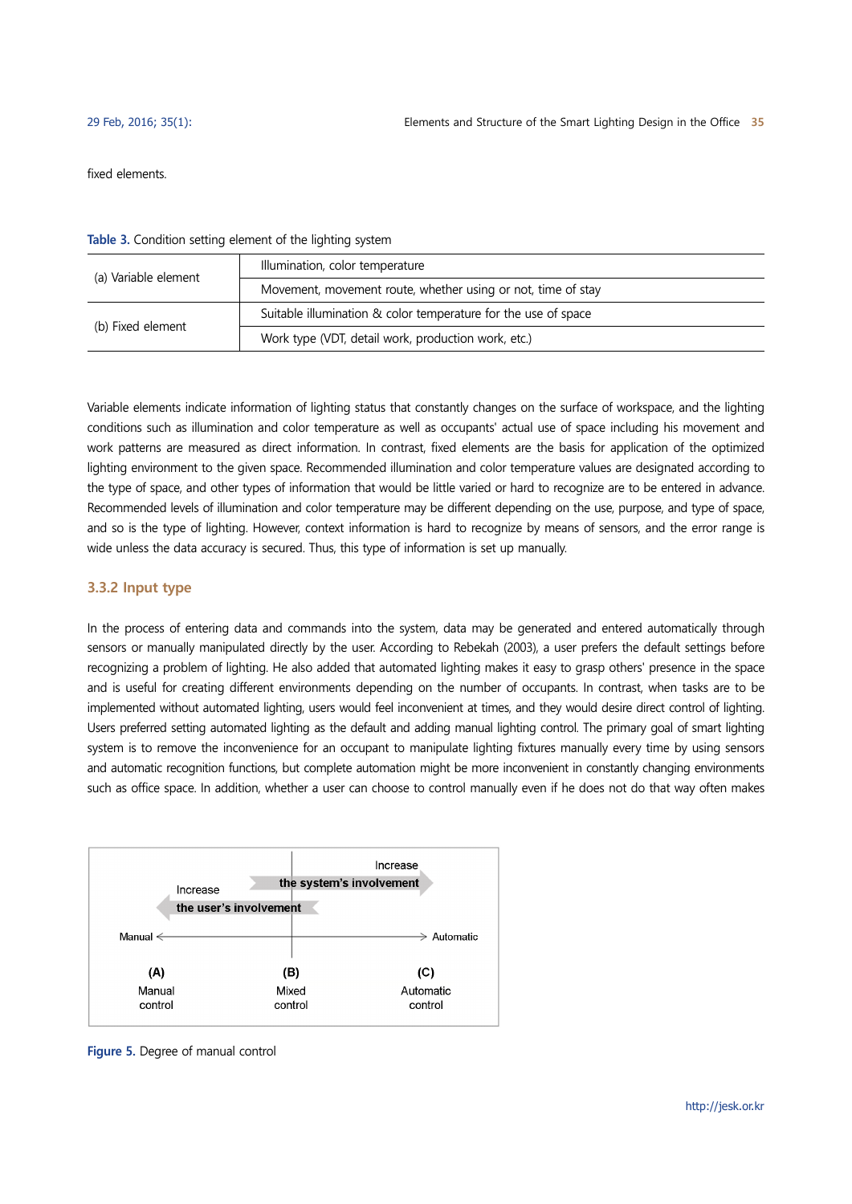fixed elements.

Table 3. Condition setting element of the lighting system

| | |
|---|---|
| (a) Variable element | Illumination, color temperature |
| | Movement, movement route, whether using or not, time of stay |
| (b) Fixed element | Suitable illumination & color temperature for the use of space |
| | Work type (VDT, detail work, production work, etc.) |

Variable elements indicate information of lighting status that constantly changes on the surface of workspace, and the lighting conditions such as illumination and color temperature as well as occupants' actual use of space including his movement and work patterns are measured as direct information. In contrast, fixed elements are the basis for application of the optimized lighting environment to the given space. Recommended illumination and color temperature values are designated according to the type of space, and other types of information that would be little varied or hard to recognize are to be entered in advance. Recommended levels of illumination and color temperature may be different depending on the use, purpose, and type of space, and so is the type of lighting. However, context information is hard to recognize by means of sensors, and the error range is wide unless the data accuracy is secured. Thus, this type of information is set up manually.

### 3.3.2 Input type

In the process of entering data and commands into the system, data may be generated and entered automatically through sensors or manually manipulated directly by the user. According to Rebekah (2003), a user prefers the default settings before recognizing a problem of lighting. He also added that automated lighting makes it easy to grasp others' presence in the space and is useful for creating different environments depending on the number of occupants. In contrast, when tasks are to be implemented without automated lighting, users would feel inconvenient at times, and they would desire direct control of lighting. Users preferred setting automated lighting as the default and adding manual lighting control. The primary goal of smart lighting system is to remove the inconvenience for an occupant to manipulate lighting fixtures manually every time by using sensors and automatic recognition functions, but complete automation might be more inconvenient in constantly changing environments such as office space. In addition, whether a user can choose to control manually even if he does not do that way often makes

Increase the system's involvement

Increase the user's involvement

Manual ← → Automatic

(A) Manual control | (B) Mixed control | (C) Automatic control

Figure 5. Degree of manual control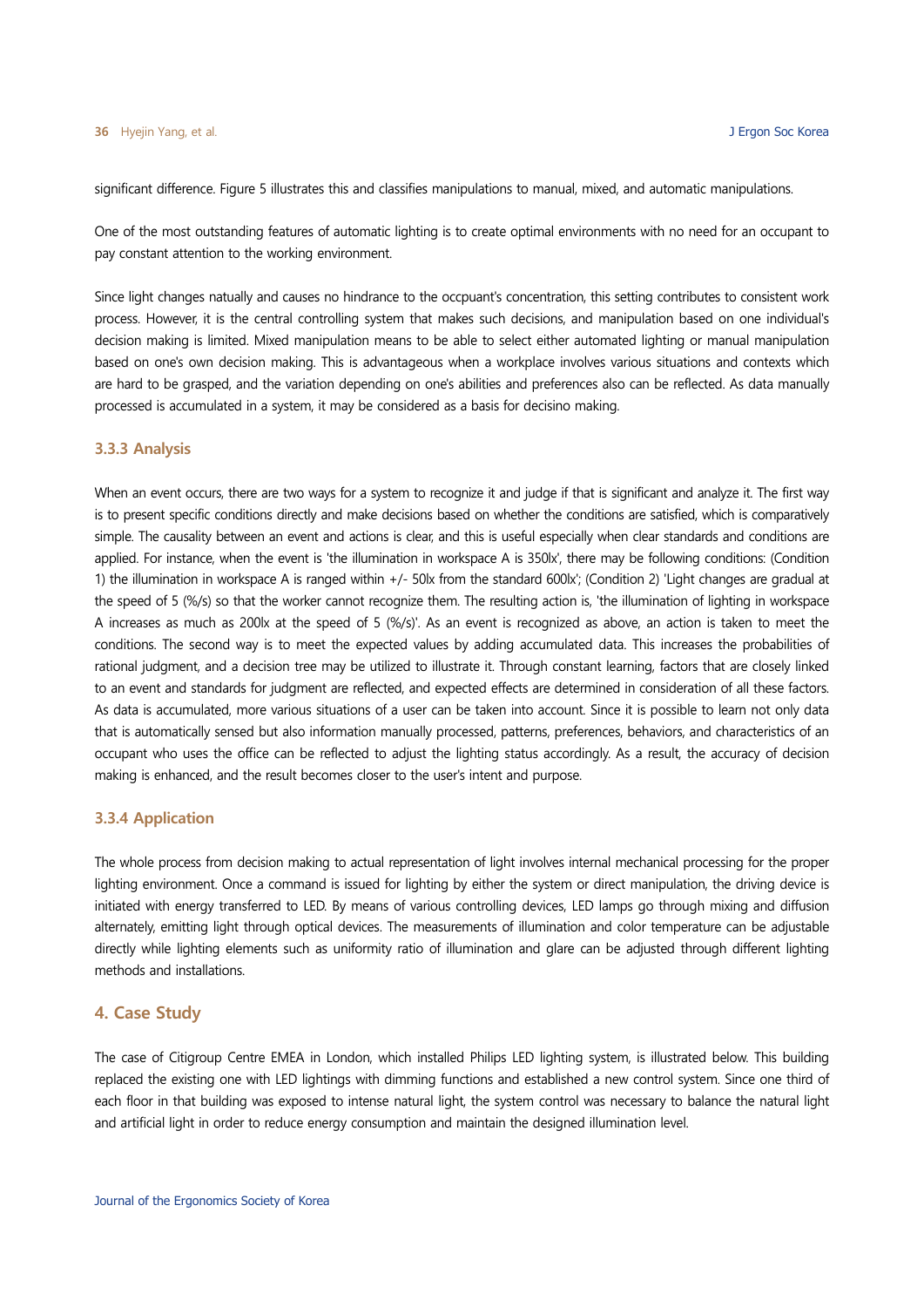significant difference. Figure 5 illustrates this and classifies manipulations to manual, mixed, and automatic manipulations.

One of the most outstanding features of automatic lighting is to create optimal environments with no need for an occupant to pay constant attention to the working environment.

Since light changes natually and causes no hindrance to the occpuant's concentration, this setting contributes to consistent work process. However, it is the central controlling system that makes such decisions, and manipulation based on one individual's decision making is limited. Mixed manipulation means to be able to select either automated lighting or manual manipulation based on one's own decision making. This is advantageous when a workplace involves various situations and contexts which are hard to be grasped, and the variation depending on one's abilities and preferences also can be reflected. As data manually processed is accumulated in a system, it may be considered as a basis for decisino making.

### 3.3.3 Analysis

When an event occurs, there are two ways for a system to recognize it and judge if that is significant and analyze it. The first way is to present specific conditions directly and make decisions based on whether the conditions are satisfied, which is comparatively simple. The causality between an event and actions is clear, and this is useful especially when clear standards and conditions are applied. For instance, when the event is 'the illumination in workspace A is 350lx', there may be following conditions: (Condition 1) the illumination in workspace A is ranged within +/- 50lx from the standard 600lx'; (Condition 2) 'Light changes are gradual at the speed of 5 (%/s) so that the worker cannot recognize them. The resulting action is, 'the illumination of lighting in workspace A increases as much as 200lx at the speed of 5 (%/s)'. As an event is recognized as above, an action is taken to meet the conditions. The second way is to meet the expected values by adding accumulated data. This increases the probabilities of rational judgment, and a decision tree may be utilized to illustrate it. Through constant learning, factors that are closely linked to an event and standards for judgment are reflected, and expected effects are determined in consideration of all these factors. As data is accumulated, more various situations of a user can be taken into account. Since it is possible to learn not only data that is automatically sensed but also information manually processed, patterns, preferences, behaviors, and characteristics of an occupant who uses the office can be reflected to adjust the lighting status accordingly. As a result, the accuracy of decision making is enhanced, and the result becomes closer to the user's intent and purpose.

### 3.3.4 Application

The whole process from decision making to actual representation of light involves internal mechanical processing for the proper lighting environment. Once a command is issued for lighting by either the system or direct manipulation, the driving device is initiated with energy transferred to LED. By means of various controlling devices, LED lamps go through mixing and diffusion alternately, emitting light through optical devices. The measurements of illumination and color temperature can be adjustable directly while lighting elements such as uniformity ratio of illumination and glare can be adjusted through different lighting methods and installations.

## 4. Case Study

The case of Citigroup Centre EMEA in London, which installed Philips LED lighting system, is illustrated below. This building replaced the existing one with LED lightings with dimming functions and established a new control system. Since one third of each floor in that building was exposed to intense natural light, the system control was necessary to balance the natural light and artificial light in order to reduce energy consumption and maintain the designed illumination level.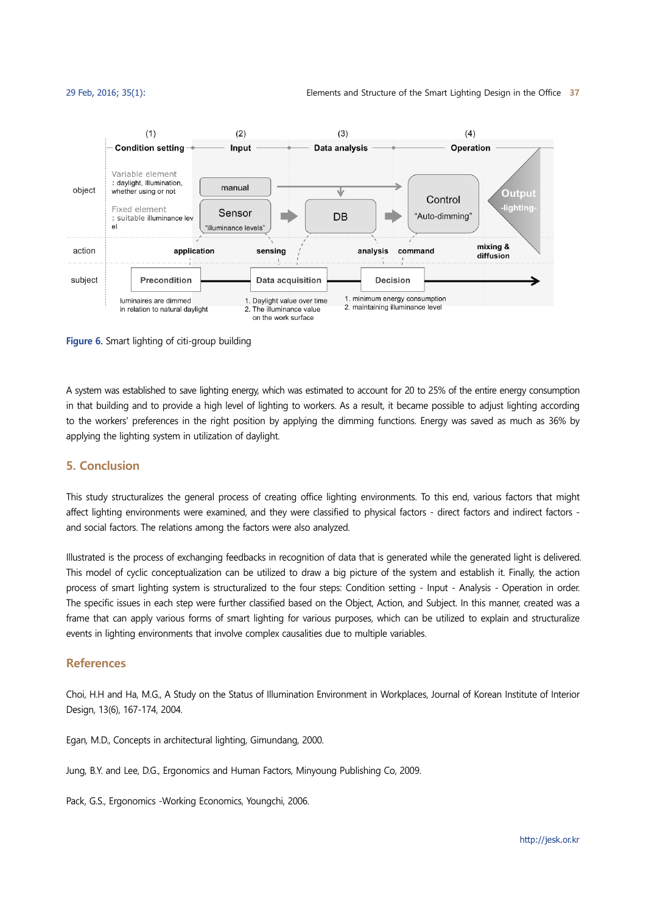(1) Condition setting — (2) Input — (3) Data analysis — (4) Operation

object: Variable element : daylight, Illumination, whether using or not; Fixed element : suitable illuminance level; manual; Sensor "illuminance levels"; DB; Control "Auto-dimming"; Output -lighting-

action: application; sensing; analysis; command; mixing & diffusion

subject: Precondition — Data acquisition — Decision

luminaires are dimmed in relation to natural daylight

1. Daylight value over time
2. The illuminance value on the work surface

1. minimum energy consumption
2. maintaining illuminance level

Figure 6. Smart lighting of citi-group building

A system was established to save lighting energy, which was estimated to account for 20 to 25% of the entire energy consumption in that building and to provide a high level of lighting to workers. As a result, it became possible to adjust lighting according to the workers' preferences in the right position by applying the dimming functions. Energy was saved as much as 36% by applying the lighting system in utilization of daylight.

## 5. Conclusion

This study structuralizes the general process of creating office lighting environments. To this end, various factors that might affect lighting environments were examined, and they were classified to physical factors - direct factors and indirect factors - and social factors. The relations among the factors were also analyzed.

Illustrated is the process of exchanging feedbacks in recognition of data that is generated while the generated light is delivered. This model of cyclic conceptualization can be utilized to draw a big picture of the system and establish it. Finally, the action process of smart lighting system is structuralized to the four steps: Condition setting - Input - Analysis - Operation in order. The specific issues in each step were further classified based on the Object, Action, and Subject. In this manner, created was a frame that can apply various forms of smart lighting for various purposes, which can be utilized to explain and structuralize events in lighting environments that involve complex causalities due to multiple variables.

## References

Choi, H.H and Ha, M.G., A Study on the Status of Illumination Environment in Workplaces, Journal of Korean Institute of Interior Design, 13(6), 167-174, 2004.

Egan, M.D., Concepts in architectural lighting, Gimundang, 2000.

Jung, B.Y. and Lee, D.G., Ergonomics and Human Factors, Minyoung Publishing Co, 2009.

Pack, G.S., Ergonomics -Working Economics, Youngchi, 2006.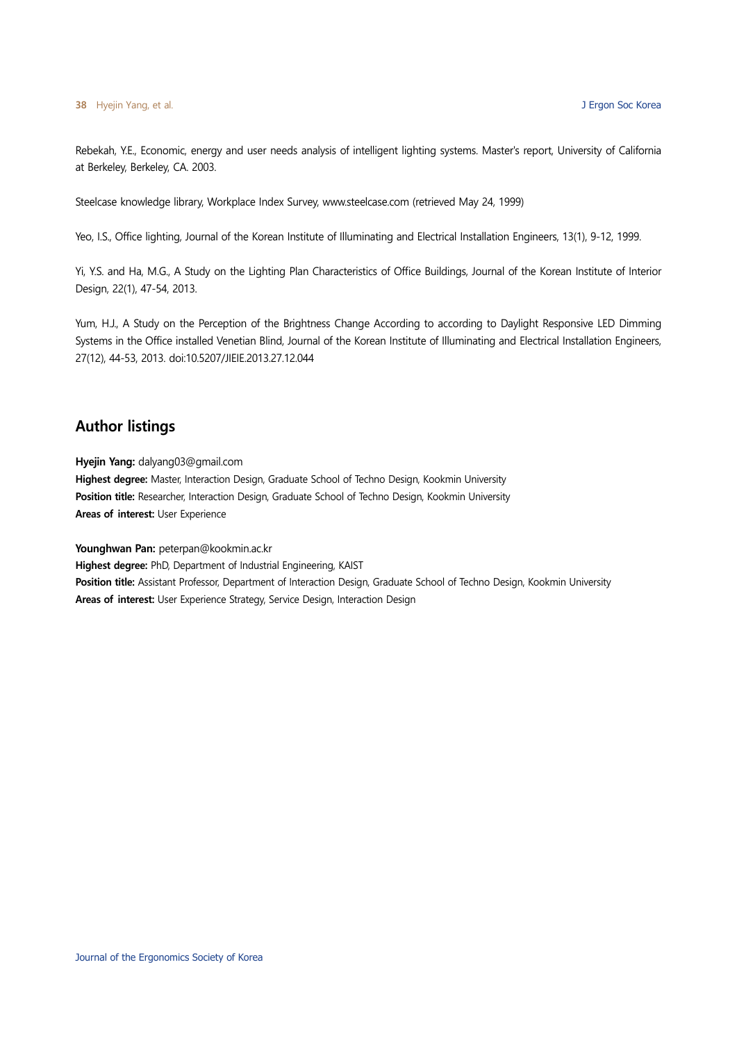Rebekah, Y.E., Economic, energy and user needs analysis of intelligent lighting systems. Master's report, University of California at Berkeley, Berkeley, CA. 2003.

Steelcase knowledge library, Workplace Index Survey, www.steelcase.com (retrieved May 24, 1999)

Yeo, I.S., Office lighting, Journal of the Korean Institute of Illuminating and Electrical Installation Engineers, 13(1), 9-12, 1999.

Yi, Y.S. and Ha, M.G., A Study on the Lighting Plan Characteristics of Office Buildings, Journal of the Korean Institute of Interior Design, 22(1), 47-54, 2013.

Yum, H.J., A Study on the Perception of the Brightness Change According to according to Daylight Responsive LED Dimming Systems in the Office installed Venetian Blind, Journal of the Korean Institute of Illuminating and Electrical Installation Engineers, 27(12), 44-53, 2013. doi:10.5207/JIEIE.2013.27.12.044

## Author listings

**Hyejin Yang:** dalyang03@gmail.com  
**Highest degree:** Master, Interaction Design, Graduate School of Techno Design, Kookmin University  
**Position title:** Researcher, Interaction Design, Graduate School of Techno Design, Kookmin University  
**Areas of interest:** User Experience

**Younghwan Pan:** peterpan@kookmin.ac.kr  
**Highest degree:** PhD, Department of Industrial Engineering, KAIST  
**Position title:** Assistant Professor, Department of Interaction Design, Graduate School of Techno Design, Kookmin University  
**Areas of interest:** User Experience Strategy, Service Design, Interaction Design